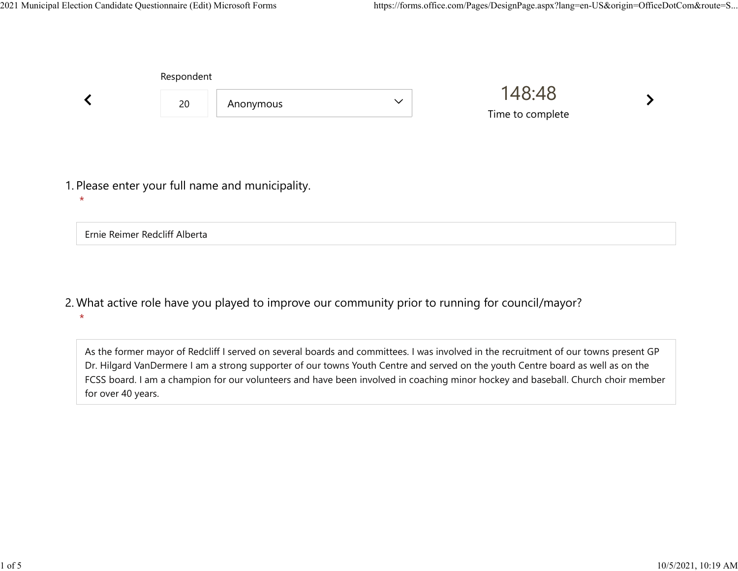Respondent

20 | Anonymous

148:48

Time to complete

1. Please enter your full name and municipality.
*

Ernie Reimer Redcliff Alberta

2. What active role have you played to improve our community prior to running for council/mayor?
*

As the former mayor of Redcliff I served on several boards and committees. I was involved in the recruitment of our towns present GP Dr. Hilgard VanDermere I am a strong supporter of our towns Youth Centre and served on the youth Centre board as well as on the FCSS board. I am a champion for our volunteers and have been involved in coaching minor hockey and baseball. Church choir member for over 40 years.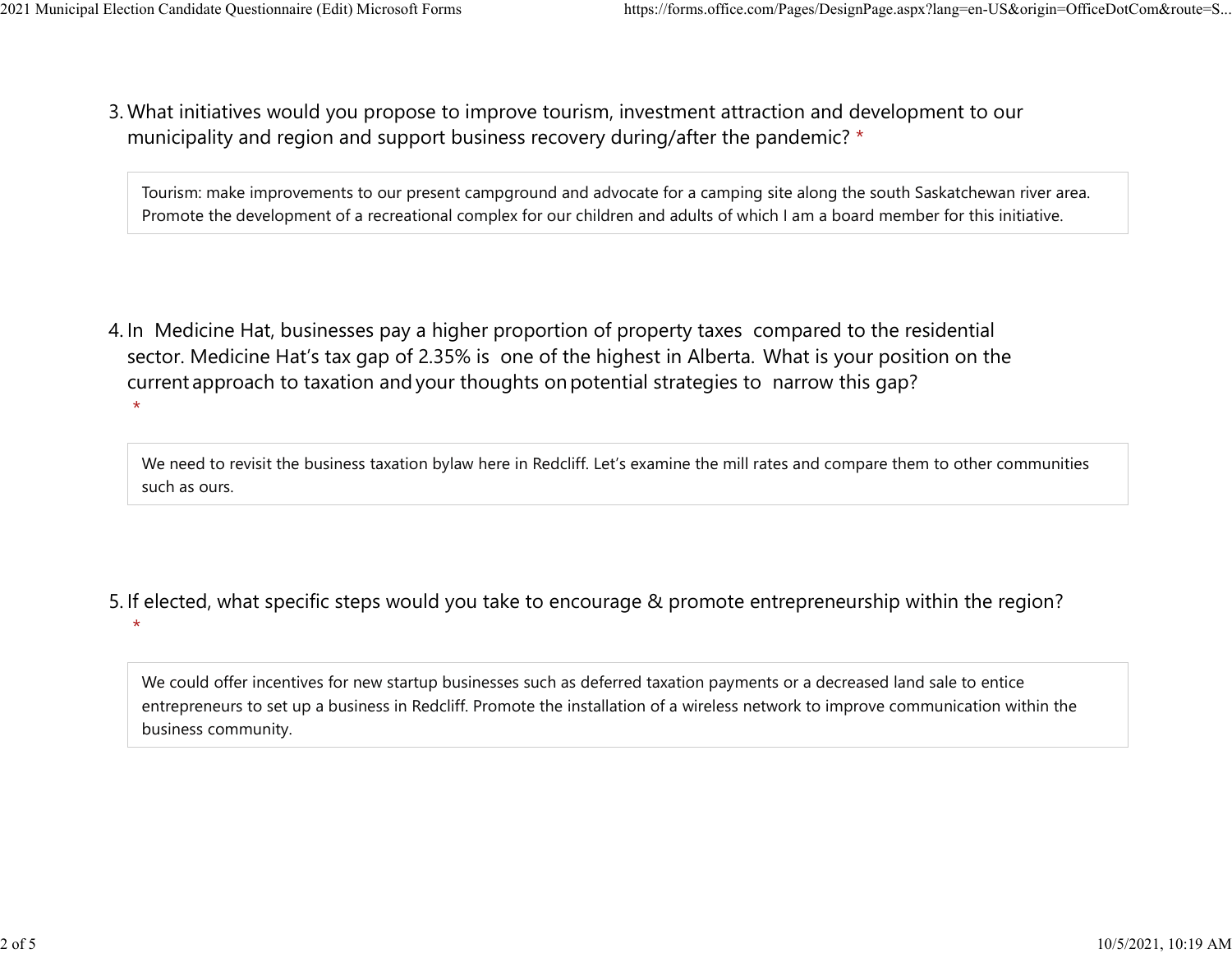3. What initiatives would you propose to improve tourism, investment attraction and development to our municipality and region and support business recovery during/after the pandemic? *

   Tourism: make improvements to our present campground and advocate for a camping site along the south Saskatchewan river area. Promote the development of a recreational complex for our children and adults of which I am a board member for this initiative.

4. In Medicine Hat, businesses pay a higher proportion of property taxes compared to the residential sector. Medicine Hat's tax gap of 2.35% is one of the highest in Alberta. What is your position on the current approach to taxation and your thoughts on potential strategies to narrow this gap? *

   We need to revisit the business taxation bylaw here in Redcliff. Let's examine the mill rates and compare them to other communities such as ours.

5. If elected, what specific steps would you take to encourage & promote entrepreneurship within the region? *

   We could offer incentives for new startup businesses such as deferred taxation payments or a decreased land sale to entice entrepreneurs to set up a business in Redcliff. Promote the installation of a wireless network to improve communication within the business community.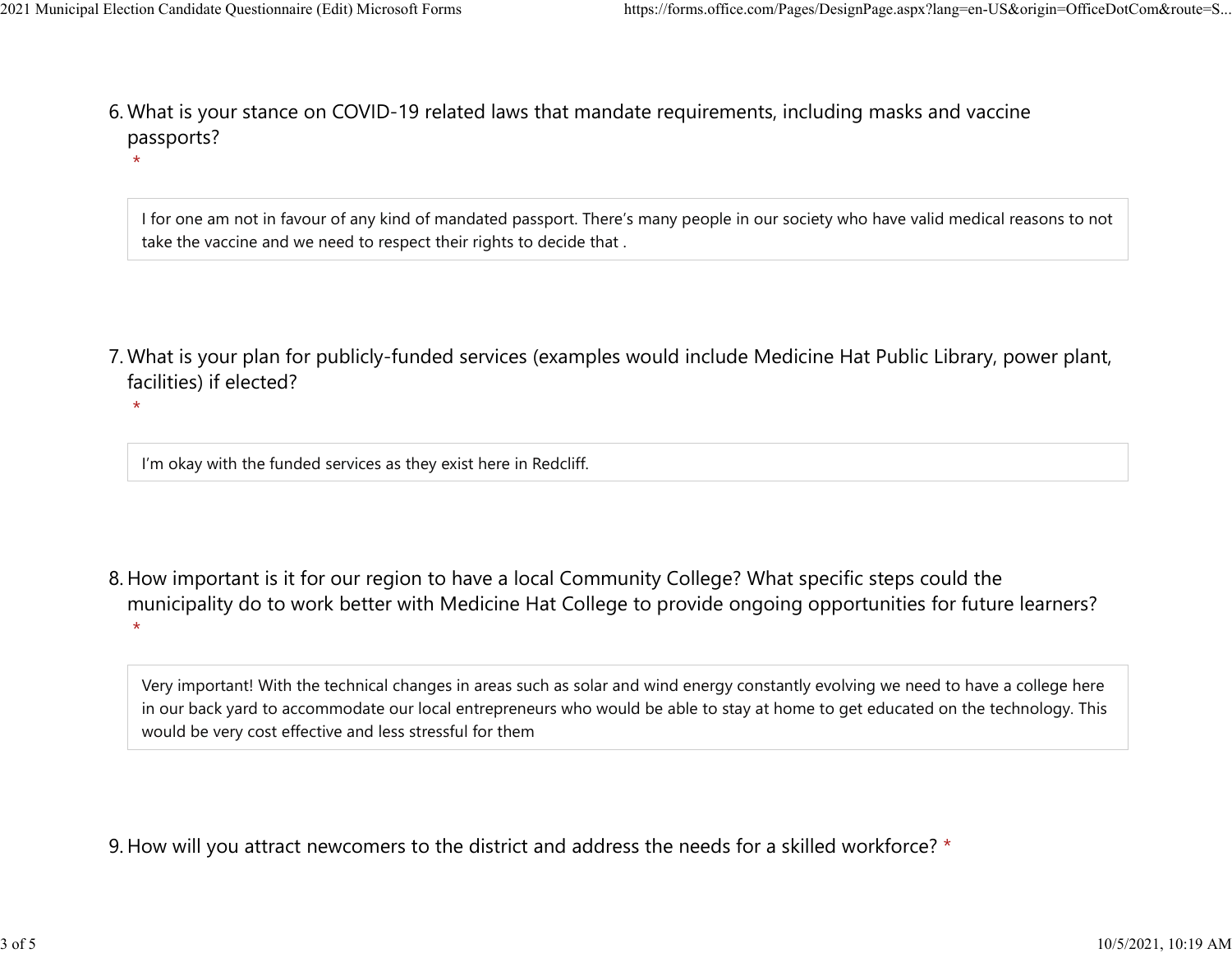6. What is your stance on COVID-19 related laws that mandate requirements, including masks and vaccine passports? *

I for one am not in favour of any kind of mandated passport. There's many people in our society who have valid medical reasons to not take the vaccine and we need to respect their rights to decide that .

7. What is your plan for publicly-funded services (examples would include Medicine Hat Public Library, power plant, facilities) if elected? *

I'm okay with the funded services as they exist here in Redcliff.

8. How important is it for our region to have a local Community College? What specific steps could the municipality do to work better with Medicine Hat College to provide ongoing opportunities for future learners? *

Very important! With the technical changes in areas such as solar and wind energy constantly evolving we need to have a college here in our back yard to accommodate our local entrepreneurs who would be able to stay at home to get educated on the technology. This would be very cost effective and less stressful for them

9. How will you attract newcomers to the district and address the needs for a skilled workforce? *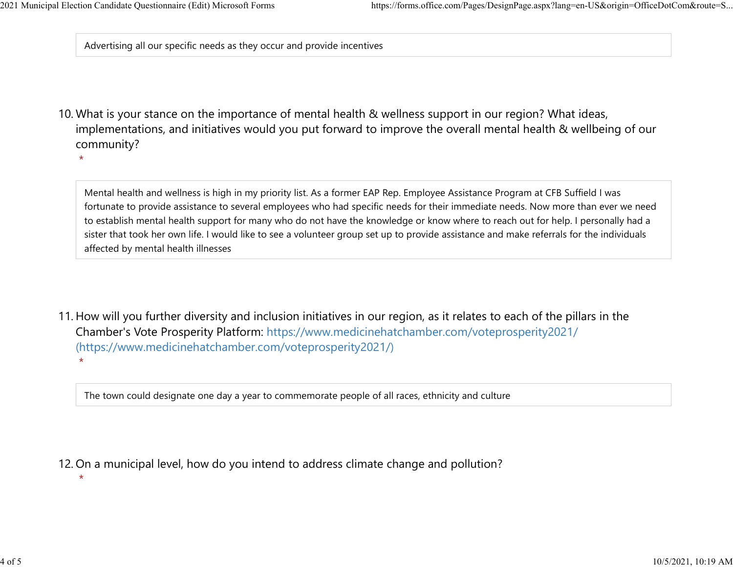Advertising all our specific needs as they occur and provide incentives

10. What is your stance on the importance of mental health & wellness support in our region? What ideas, implementations, and initiatives would you put forward to improve the overall mental health & wellbeing of our community?
 *

Mental health and wellness is high in my priority list. As a former EAP Rep. Employee Assistance Program at CFB Suffield I was fortunate to provide assistance to several employees who had specific needs for their immediate needs. Now more than ever we need to establish mental health support for many who do not have the knowledge or know where to reach out for help. I personally had a sister that took her own life. I would like to see a volunteer group set up to provide assistance and make referrals for the individuals affected by mental health illnesses

11. How will you further diversity and inclusion initiatives in our region, as it relates to each of the pillars in the Chamber's Vote Prosperity Platform: https://www.medicinehatchamber.com/voteprosperity2021/ (https://www.medicinehatchamber.com/voteprosperity2021/)
 *

The town could designate one day a year to commemorate people of all races, ethnicity and culture

12. On a municipal level, how do you intend to address climate change and pollution?
 *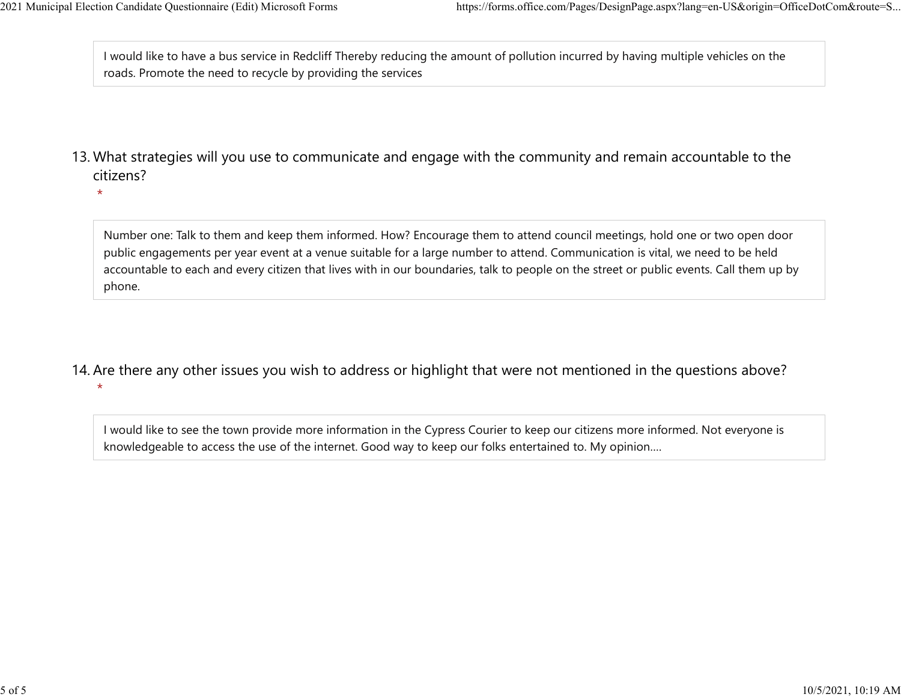I would like to have a bus service in Redcliff Thereby reducing the amount of pollution incurred by having multiple vehicles on the roads. Promote the need to recycle by providing the services

13. What strategies will you use to communicate and engage with the community and remain accountable to the citizens?
 *

Number one: Talk to them and keep them informed. How? Encourage them to attend council meetings, hold one or two open door public engagements per year event at a venue suitable for a large number to attend. Communication is vital, we need to be held accountable to each and every citizen that lives with in our boundaries, talk to people on the street or public events. Call them up by phone.

14. Are there any other issues you wish to address or highlight that were not mentioned in the questions above?
 *

I would like to see the town provide more information in the Cypress Courier to keep our citizens more informed. Not everyone is knowledgeable to access the use of the internet. Good way to keep our folks entertained to. My opinion....